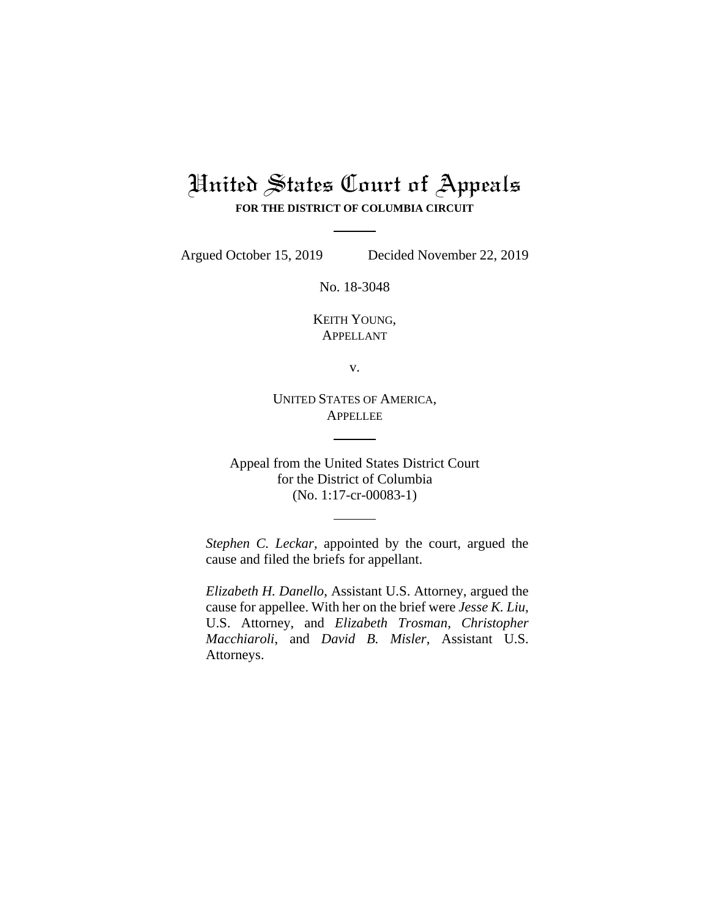# United States Court of Appeals

**FOR THE DISTRICT OF COLUMBIA CIRCUIT**

Argued October 15, 2019 Decided November 22, 2019

No. 18-3048

KEITH YOUNG,
APPELLANT

v.

UNITED STATES OF AMERICA,
APPELLEE

Appeal from the United States District Court
for the District of Columbia
(No. 1:17-cr-00083-1)

*Stephen C. Leckar*, appointed by the court, argued the cause and filed the briefs for appellant.

*Elizabeth H. Danello,* Assistant U.S. Attorney, argued the cause for appellee. With her on the brief were *Jesse K. Liu,* U.S. Attorney, and *Elizabeth Trosman*, *Christopher Macchiaroli*, and *David B. Misler*, Assistant U.S. Attorneys.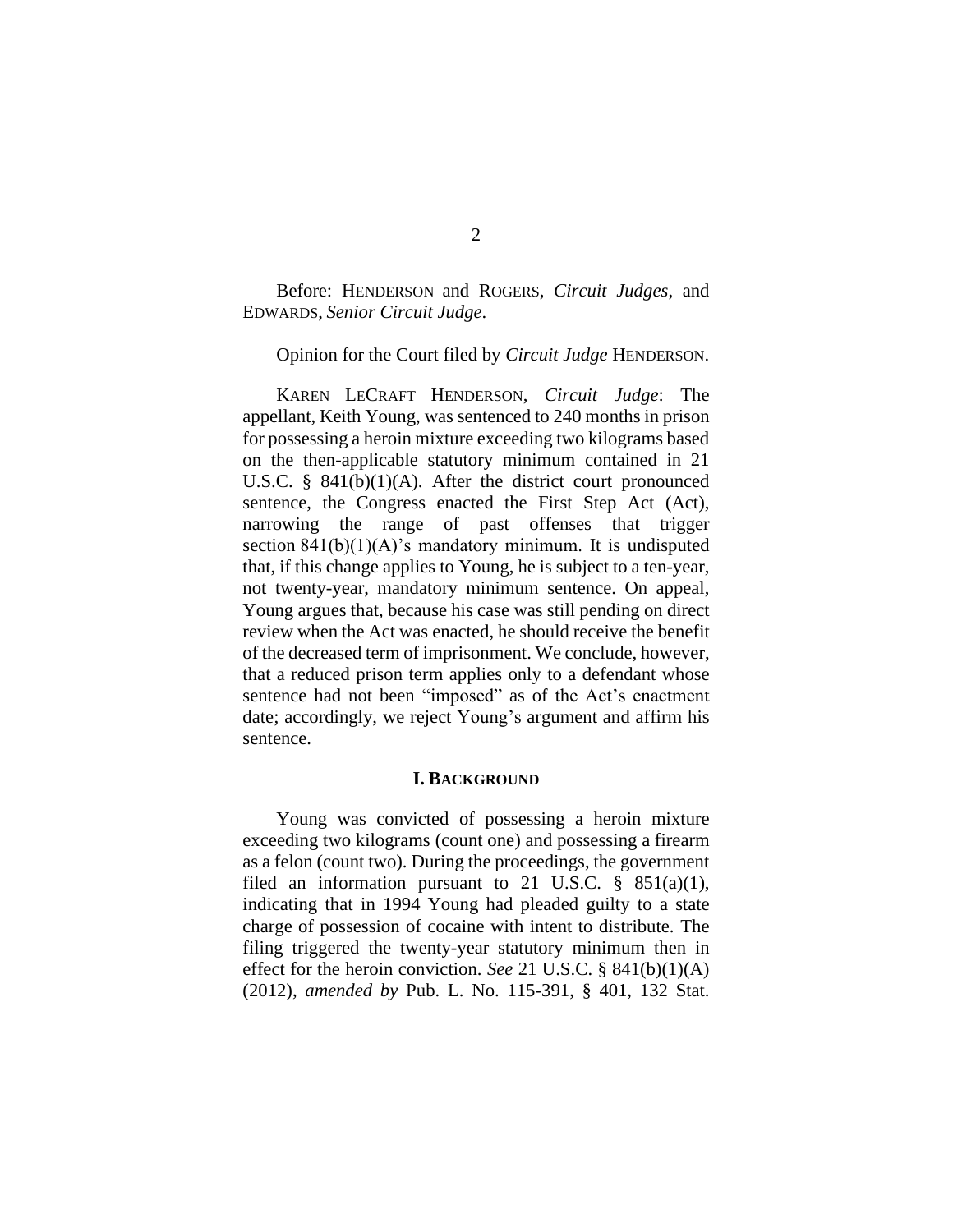Before: HENDERSON and ROGERS, *Circuit Judges*, and EDWARDS, *Senior Circuit Judge*.

Opinion for the Court filed by *Circuit Judge* HENDERSON.

KAREN LECRAFT HENDERSON, *Circuit Judge*: The appellant, Keith Young, was sentenced to 240 months in prison for possessing a heroin mixture exceeding two kilograms based on the then-applicable statutory minimum contained in 21 U.S.C. § 841(b)(1)(A). After the district court pronounced sentence, the Congress enacted the First Step Act (Act), narrowing the range of past offenses that trigger section 841(b)(1)(A)'s mandatory minimum. It is undisputed that, if this change applies to Young, he is subject to a ten-year, not twenty-year, mandatory minimum sentence. On appeal, Young argues that, because his case was still pending on direct review when the Act was enacted, he should receive the benefit of the decreased term of imprisonment. We conclude, however, that a reduced prison term applies only to a defendant whose sentence had not been "imposed" as of the Act's enactment date; accordingly, we reject Young's argument and affirm his sentence.

## I. BACKGROUND

Young was convicted of possessing a heroin mixture exceeding two kilograms (count one) and possessing a firearm as a felon (count two). During the proceedings, the government filed an information pursuant to 21 U.S.C. § 851(a)(1), indicating that in 1994 Young had pleaded guilty to a state charge of possession of cocaine with intent to distribute. The filing triggered the twenty-year statutory minimum then in effect for the heroin conviction. *See* 21 U.S.C. § 841(b)(1)(A) (2012), *amended by* Pub. L. No. 115-391, § 401, 132 Stat.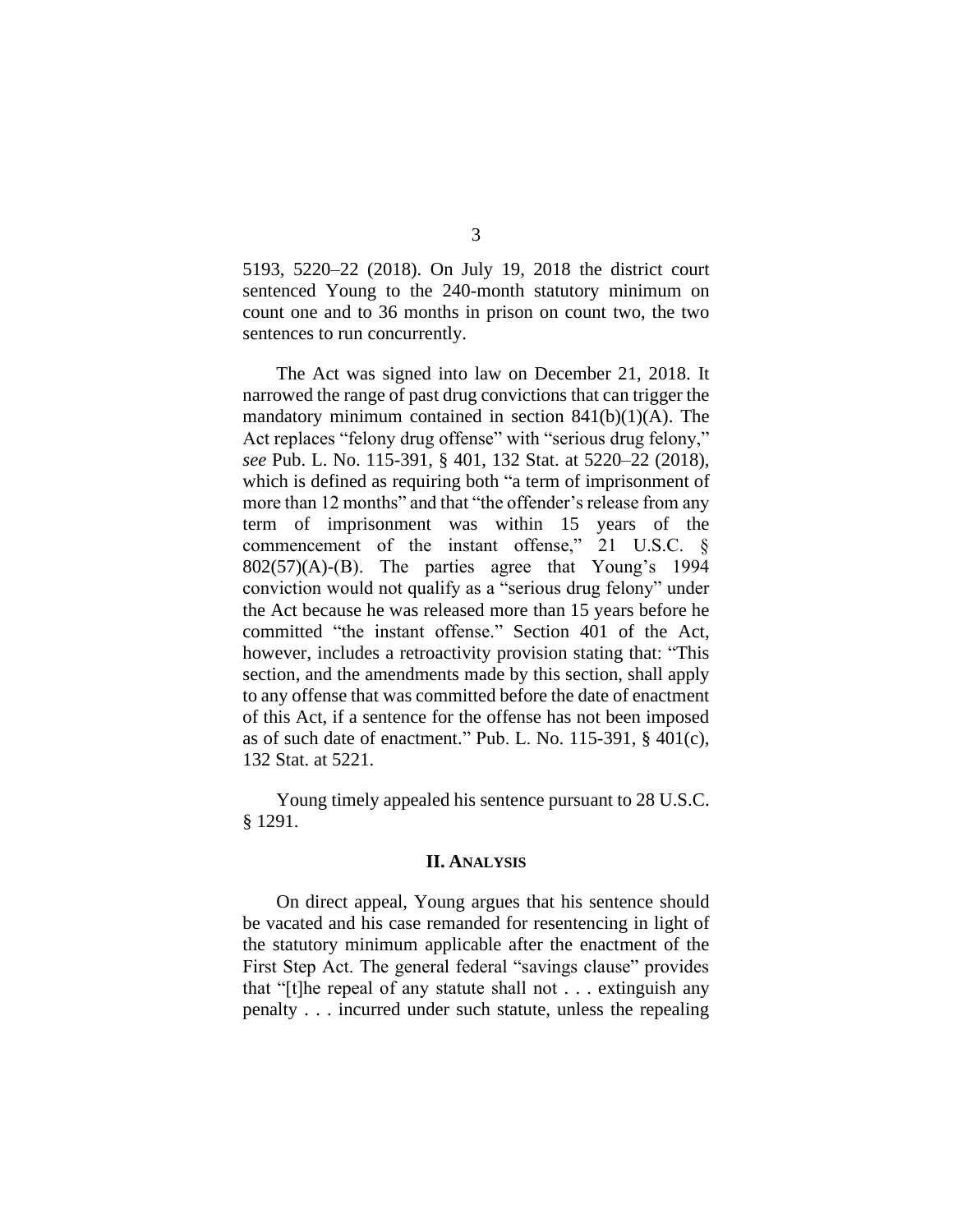5193, 5220–22 (2018). On July 19, 2018 the district court sentenced Young to the 240-month statutory minimum on count one and to 36 months in prison on count two, the two sentences to run concurrently.

The Act was signed into law on December 21, 2018. It narrowed the range of past drug convictions that can trigger the mandatory minimum contained in section 841(b)(1)(A). The Act replaces "felony drug offense" with "serious drug felony," *see* Pub. L. No. 115-391, § 401, 132 Stat. at 5220–22 (2018), which is defined as requiring both "a term of imprisonment of more than 12 months" and that "the offender's release from any term of imprisonment was within 15 years of the commencement of the instant offense," 21 U.S.C. § 802(57)(A)-(B). The parties agree that Young's 1994 conviction would not qualify as a "serious drug felony" under the Act because he was released more than 15 years before he committed "the instant offense." Section 401 of the Act, however, includes a retroactivity provision stating that: "This section, and the amendments made by this section, shall apply to any offense that was committed before the date of enactment of this Act, if a sentence for the offense has not been imposed as of such date of enactment." Pub. L. No. 115-391, § 401(c), 132 Stat. at 5221.

Young timely appealed his sentence pursuant to 28 U.S.C. § 1291.

## II. Analysis

On direct appeal, Young argues that his sentence should be vacated and his case remanded for resentencing in light of the statutory minimum applicable after the enactment of the First Step Act. The general federal "savings clause" provides that "[t]he repeal of any statute shall not . . . extinguish any penalty . . . incurred under such statute, unless the repealing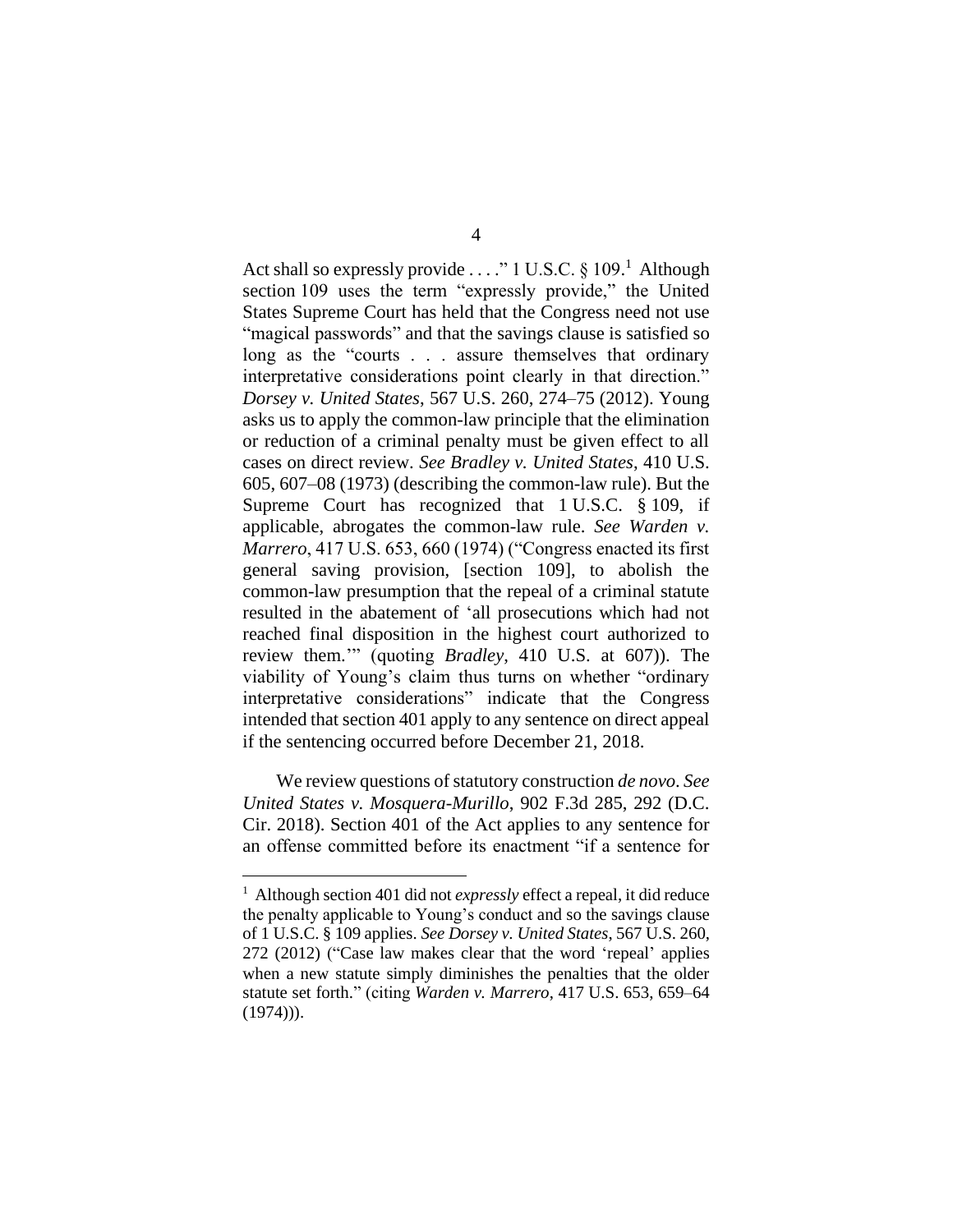Act shall so expressly provide . . . ." 1 U.S.C. § 109.[1] Although section 109 uses the term "expressly provide," the United States Supreme Court has held that the Congress need not use "magical passwords" and that the savings clause is satisfied so long as the "courts . . . assure themselves that ordinary interpretative considerations point clearly in that direction." *Dorsey v. United States*, 567 U.S. 260, 274–75 (2012). Young asks us to apply the common-law principle that the elimination or reduction of a criminal penalty must be given effect to all cases on direct review. *See Bradley v. United States*, 410 U.S. 605, 607–08 (1973) (describing the common-law rule). But the Supreme Court has recognized that 1 U.S.C. § 109, if applicable, abrogates the common-law rule. *See Warden v. Marrero*, 417 U.S. 653, 660 (1974) ("Congress enacted its first general saving provision, [section 109], to abolish the common-law presumption that the repeal of a criminal statute resulted in the abatement of 'all prosecutions which had not reached final disposition in the highest court authorized to review them.'" (quoting *Bradley*, 410 U.S. at 607)). The viability of Young's claim thus turns on whether "ordinary interpretative considerations" indicate that the Congress intended that section 401 apply to any sentence on direct appeal if the sentencing occurred before December 21, 2018.

We review questions of statutory construction *de novo*. *See United States v. Mosquera-Murillo*, 902 F.3d 285, 292 (D.C. Cir. 2018). Section 401 of the Act applies to any sentence for an offense committed before its enactment "if a sentence for

---

[1] Although section 401 did not *expressly* effect a repeal, it did reduce the penalty applicable to Young's conduct and so the savings clause of 1 U.S.C. § 109 applies. *See Dorsey v. United States*, 567 U.S. 260, 272 (2012) ("Case law makes clear that the word 'repeal' applies when a new statute simply diminishes the penalties that the older statute set forth." (citing *Warden v. Marrero*, 417 U.S. 653, 659–64 (1974))).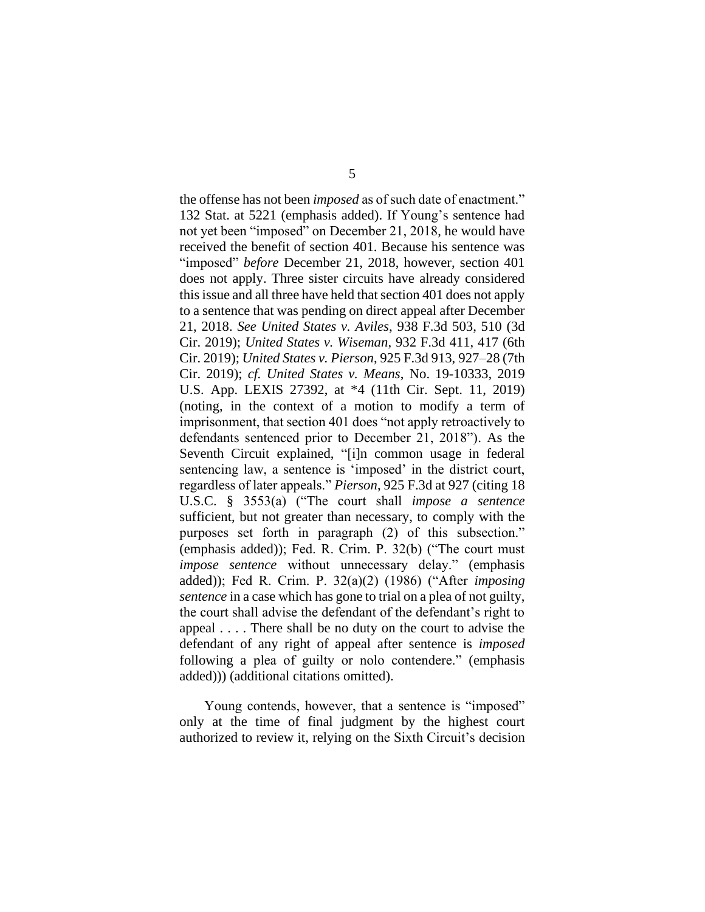the offense has not been *imposed* as of such date of enactment." 132 Stat. at 5221 (emphasis added). If Young's sentence had not yet been "imposed" on December 21, 2018, he would have received the benefit of section 401. Because his sentence was "imposed" *before* December 21, 2018, however, section 401 does not apply. Three sister circuits have already considered this issue and all three have held that section 401 does not apply to a sentence that was pending on direct appeal after December 21, 2018. *See United States v. Aviles*, 938 F.3d 503, 510 (3d Cir. 2019); *United States v. Wiseman*, 932 F.3d 411, 417 (6th Cir. 2019); *United States v. Pierson*, 925 F.3d 913, 927–28 (7th Cir. 2019); *cf. United States v. Means*, No. 19-10333, 2019 U.S. App. LEXIS 27392, at *4 (11th Cir. Sept. 11, 2019) (noting, in the context of a motion to modify a term of imprisonment, that section 401 does "not apply retroactively to defendants sentenced prior to December 21, 2018"). As the Seventh Circuit explained, "[i]n common usage in federal sentencing law, a sentence is 'imposed' in the district court, regardless of later appeals." *Pierson*, 925 F.3d at 927 (citing 18 U.S.C. § 3553(a) ("The court shall *impose a sentence* sufficient, but not greater than necessary, to comply with the purposes set forth in paragraph (2) of this subsection." (emphasis added)); Fed. R. Crim. P. 32(b) ("The court must *impose sentence* without unnecessary delay." (emphasis added)); Fed R. Crim. P. 32(a)(2) (1986) ("After *imposing sentence* in a case which has gone to trial on a plea of not guilty, the court shall advise the defendant of the defendant's right to appeal . . . . There shall be no duty on the court to advise the defendant of any right of appeal after sentence is *imposed* following a plea of guilty or nolo contendere." (emphasis added))) (additional citations omitted).

Young contends, however, that a sentence is "imposed" only at the time of final judgment by the highest court authorized to review it, relying on the Sixth Circuit's decision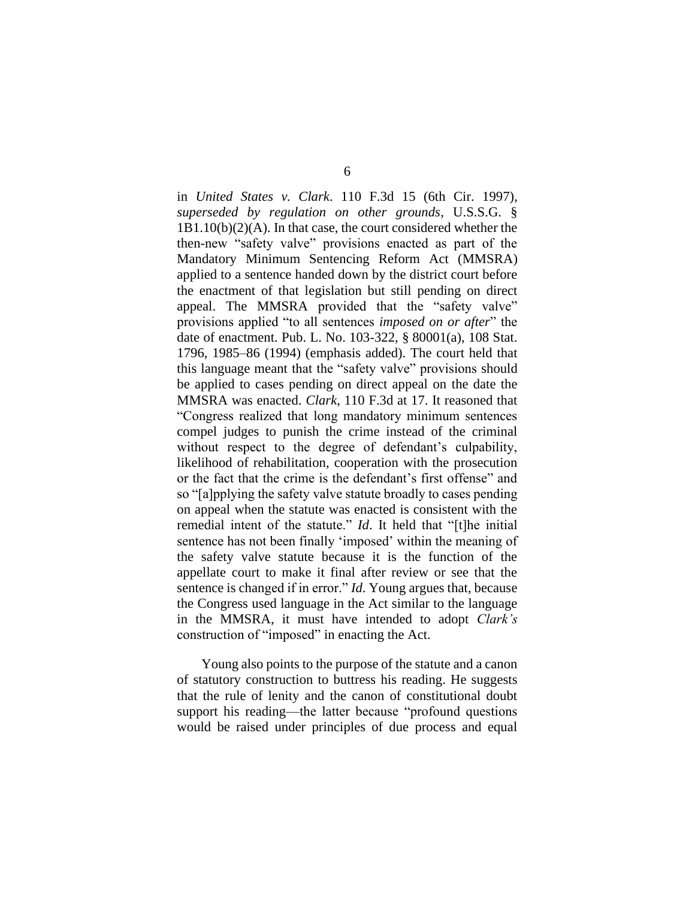in *United States v. Clark*. 110 F.3d 15 (6th Cir. 1997), *superseded by regulation on other grounds*, U.S.S.G. § 1B1.10(b)(2)(A). In that case, the court considered whether the then-new "safety valve" provisions enacted as part of the Mandatory Minimum Sentencing Reform Act (MMSRA) applied to a sentence handed down by the district court before the enactment of that legislation but still pending on direct appeal. The MMSRA provided that the "safety valve" provisions applied "to all sentences *imposed on or after*" the date of enactment. Pub. L. No. 103-322, § 80001(a), 108 Stat. 1796, 1985–86 (1994) (emphasis added). The court held that this language meant that the "safety valve" provisions should be applied to cases pending on direct appeal on the date the MMSRA was enacted. *Clark*, 110 F.3d at 17. It reasoned that "Congress realized that long mandatory minimum sentences compel judges to punish the crime instead of the criminal without respect to the degree of defendant's culpability, likelihood of rehabilitation, cooperation with the prosecution or the fact that the crime is the defendant's first offense" and so "[a]pplying the safety valve statute broadly to cases pending on appeal when the statute was enacted is consistent with the remedial intent of the statute." *Id*. It held that "[t]he initial sentence has not been finally 'imposed' within the meaning of the safety valve statute because it is the function of the appellate court to make it final after review or see that the sentence is changed if in error." *Id*. Young argues that, because the Congress used language in the Act similar to the language in the MMSRA, it must have intended to adopt *Clark's* construction of "imposed" in enacting the Act.

Young also points to the purpose of the statute and a canon of statutory construction to buttress his reading. He suggests that the rule of lenity and the canon of constitutional doubt support his reading—the latter because "profound questions would be raised under principles of due process and equal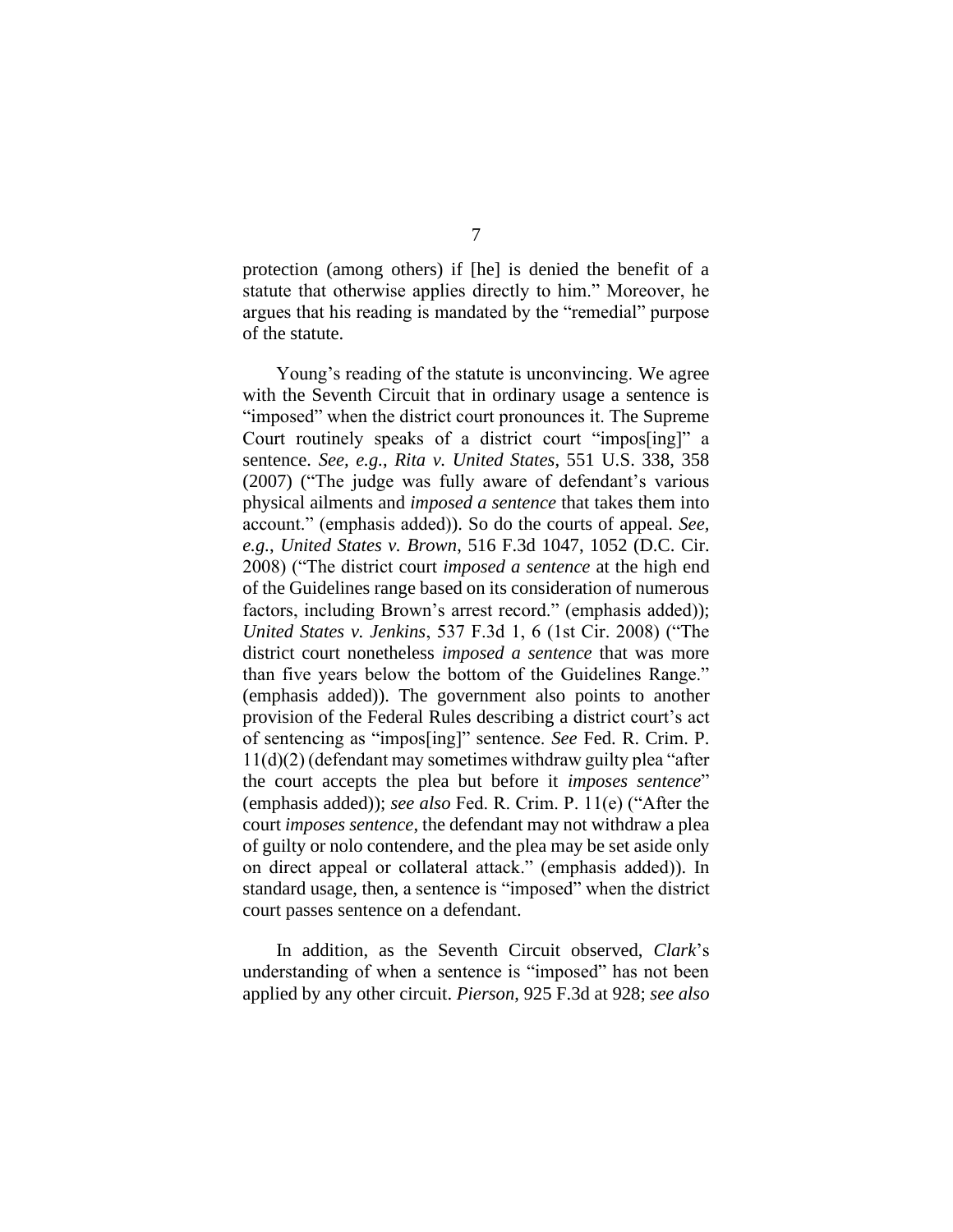protection (among others) if [he] is denied the benefit of a statute that otherwise applies directly to him." Moreover, he argues that his reading is mandated by the "remedial" purpose of the statute.

Young's reading of the statute is unconvincing. We agree with the Seventh Circuit that in ordinary usage a sentence is "imposed" when the district court pronounces it. The Supreme Court routinely speaks of a district court "impos[ing]" a sentence. *See, e.g.*, *Rita v. United States*, 551 U.S. 338, 358 (2007) ("The judge was fully aware of defendant's various physical ailments and *imposed a sentence* that takes them into account." (emphasis added)). So do the courts of appeal. *See, e.g.*, *United States v. Brown*, 516 F.3d 1047, 1052 (D.C. Cir. 2008) ("The district court *imposed a sentence* at the high end of the Guidelines range based on its consideration of numerous factors, including Brown's arrest record." (emphasis added)); *United States v. Jenkins*, 537 F.3d 1, 6 (1st Cir. 2008) ("The district court nonetheless *imposed a sentence* that was more than five years below the bottom of the Guidelines Range." (emphasis added)). The government also points to another provision of the Federal Rules describing a district court's act of sentencing as "impos[ing]" sentence. *See* Fed. R. Crim. P. 11(d)(2) (defendant may sometimes withdraw guilty plea "after the court accepts the plea but before it *imposes sentence*" (emphasis added)); *see also* Fed. R. Crim. P. 11(e) ("After the court *imposes sentence*, the defendant may not withdraw a plea of guilty or nolo contendere, and the plea may be set aside only on direct appeal or collateral attack." (emphasis added)). In standard usage, then, a sentence is "imposed" when the district court passes sentence on a defendant.

In addition, as the Seventh Circuit observed, *Clark*'s understanding of when a sentence is "imposed" has not been applied by any other circuit. *Pierson*, 925 F.3d at 928; *see also*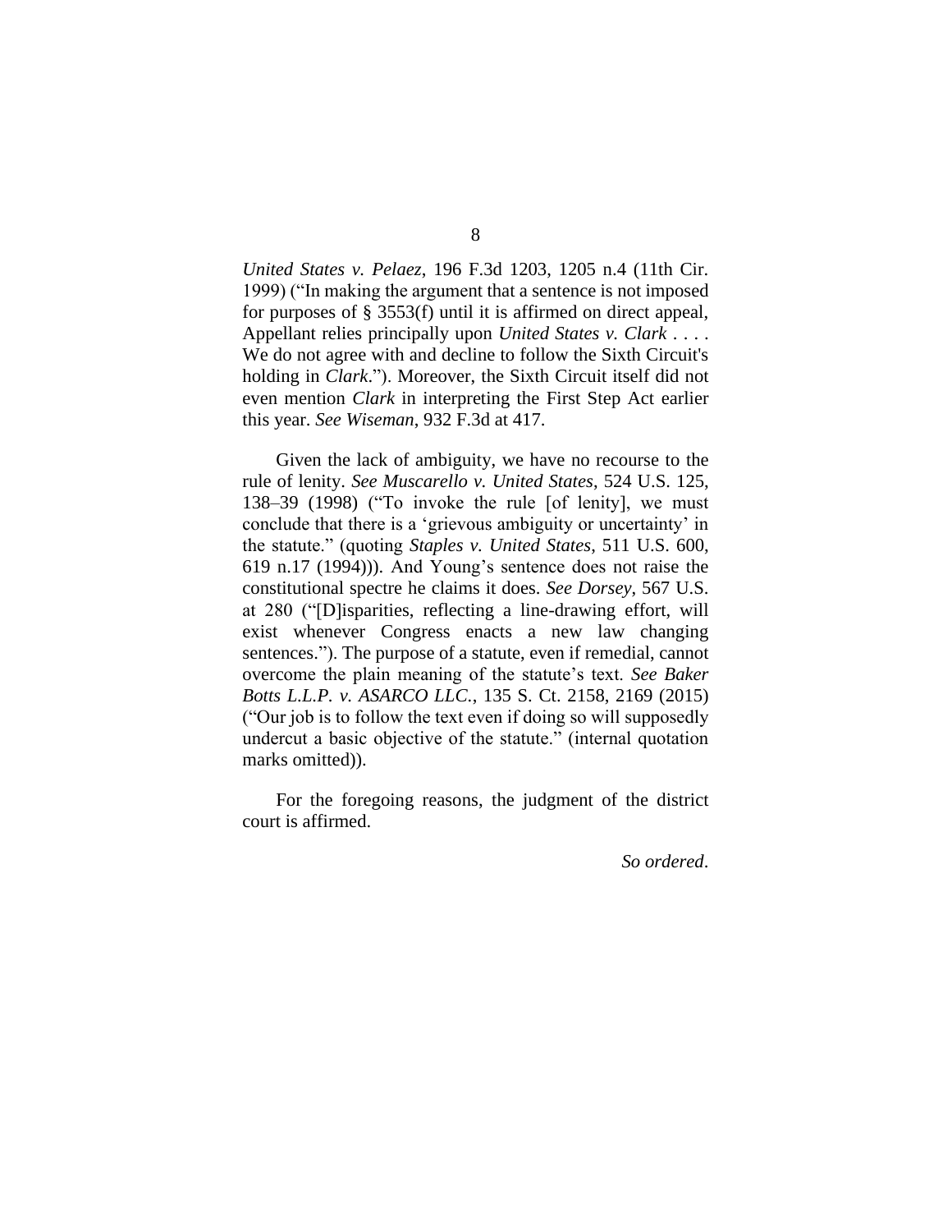*United States v. Pelaez*, 196 F.3d 1203, 1205 n.4 (11th Cir. 1999) ("In making the argument that a sentence is not imposed for purposes of § 3553(f) until it is affirmed on direct appeal, Appellant relies principally upon *United States v. Clark* . . . . We do not agree with and decline to follow the Sixth Circuit's holding in *Clark*."). Moreover, the Sixth Circuit itself did not even mention *Clark* in interpreting the First Step Act earlier this year. *See Wiseman*, 932 F.3d at 417.

Given the lack of ambiguity, we have no recourse to the rule of lenity. *See Muscarello v. United States*, 524 U.S. 125, 138–39 (1998) ("To invoke the rule [of lenity], we must conclude that there is a 'grievous ambiguity or uncertainty' in the statute." (quoting *Staples v. United States*, 511 U.S. 600, 619 n.17 (1994))). And Young's sentence does not raise the constitutional spectre he claims it does. *See Dorsey*, 567 U.S. at 280 ("[D]isparities, reflecting a line-drawing effort, will exist whenever Congress enacts a new law changing sentences."). The purpose of a statute, even if remedial, cannot overcome the plain meaning of the statute's text. *See Baker Botts L.L.P. v. ASARCO LLC.*, 135 S. Ct. 2158, 2169 (2015) ("Our job is to follow the text even if doing so will supposedly undercut a basic objective of the statute." (internal quotation marks omitted)).

For the foregoing reasons, the judgment of the district court is affirmed.

*So ordered*.